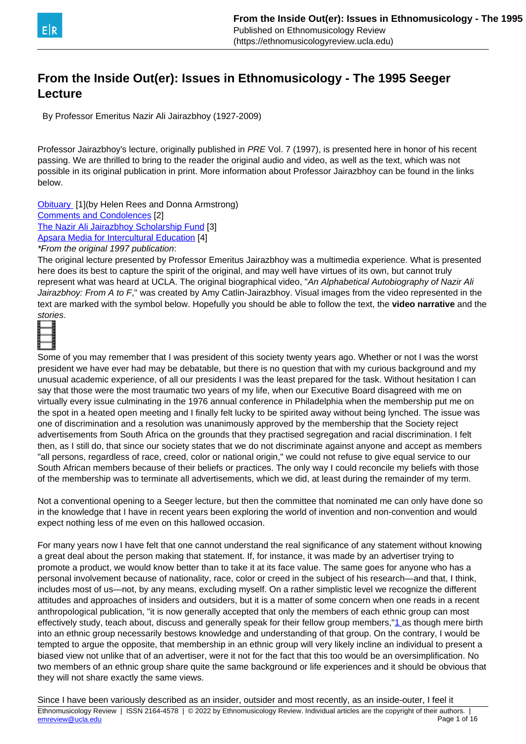# From the Inside Out(er): Issues in Ethnomusicology - The 1995 Seeger Lecture

By Professor Emeritus Nazir Ali Jairazbhoy (1927-2009)

Professor Jairazbhoy's lecture, originally published in *PRE* Vol. 7 (1997), is presented here in honor of his recent passing. We are thrilled to bring to the reader the original audio and video, as well as the text, which was not possible in its original publication in print. More information about Professor Jairazbhoy can be found in the links below.

[Obituary](#) [1](by Helen Rees and Donna Armstrong)
[Comments and Condolences](#) [2]
[The Nazir Ali Jairazbhoy Scholarship Fund](#) [3]
[Apsara Media for Intercultural Education](#) [4]
*From the original 1997 publication*:
The original lecture presented by Professor Emeritus Jairazbhoy was a multimedia experience. What is presented here does its best to capture the spirit of the original, and may well have virtues of its own, but cannot truly represent what was heard at UCLA. The original biographical video, "*An Alphabetical Autobiography of Nazir Ali Jairazbhoy: From A to F*," was created by Amy Catlin-Jairazbhoy. Visual images from the video represented in the text are marked with the symbol below. Hopefully you should be able to follow the text, the **video narrative** and the *stories*.

Some of you may remember that I was president of this society twenty years ago. Whether or not I was the worst president we have ever had may be debatable, but there is no question that with my curious background and my unusual academic experience, of all our presidents I was the least prepared for the task. Without hesitation I can say that those were the most traumatic two years of my life, when our Executive Board disagreed with me on virtually every issue culminating in the 1976 annual conference in Philadelphia when the membership put me on the spot in a heated open meeting and I finally felt lucky to be spirited away without being lynched. The issue was one of discrimination and a resolution was unanimously approved by the membership that the Society reject advertisements from South Africa on the grounds that they practised segregation and racial discrimination. I felt then, as I still do, that since our society states that we do not discriminate against anyone and accept as members "all persons, regardless of race, creed, color or national origin," we could not refuse to give equal service to our South African members because of their beliefs or practices. The only way I could reconcile my beliefs with those of the membership was to terminate all advertisements, which we did, at least during the remainder of my term.

Not a conventional opening to a Seeger lecture, but then the committee that nominated me can only have done so in the knowledge that I have in recent years been exploring the world of invention and non-convention and would expect nothing less of me even on this hallowed occasion.

For many years now I have felt that one cannot understand the real significance of any statement without knowing a great deal about the person making that statement. If, for instance, it was made by an advertiser trying to promote a product, we would know better than to take it at its face value. The same goes for anyone who has a personal involvement because of nationality, race, color or creed in the subject of his research—and that, I think, includes most of us—not, by any means, excluding myself. On a rather simplistic level we recognize the different attitudes and approaches of insiders and outsiders, but it is a matter of some concern when one reads in a recent anthropological publication, "it is now generally accepted that only the members of each ethnic group can most effectively study, teach about, discuss and generally speak for their fellow group members,"[1] as though mere birth into an ethnic group necessarily bestows knowledge and understanding of that group. On the contrary, I would be tempted to argue the opposite, that membership in an ethnic group will very likely incline an individual to present a biased view not unlike that of an advertiser, were it not for the fact that this too would be an oversimplification. No two members of an ethnic group share quite the same background or life experiences and it should be obvious that they will not share exactly the same views.

Since I have been variously described as an insider, outsider and most recently, as an inside-outer, I feel it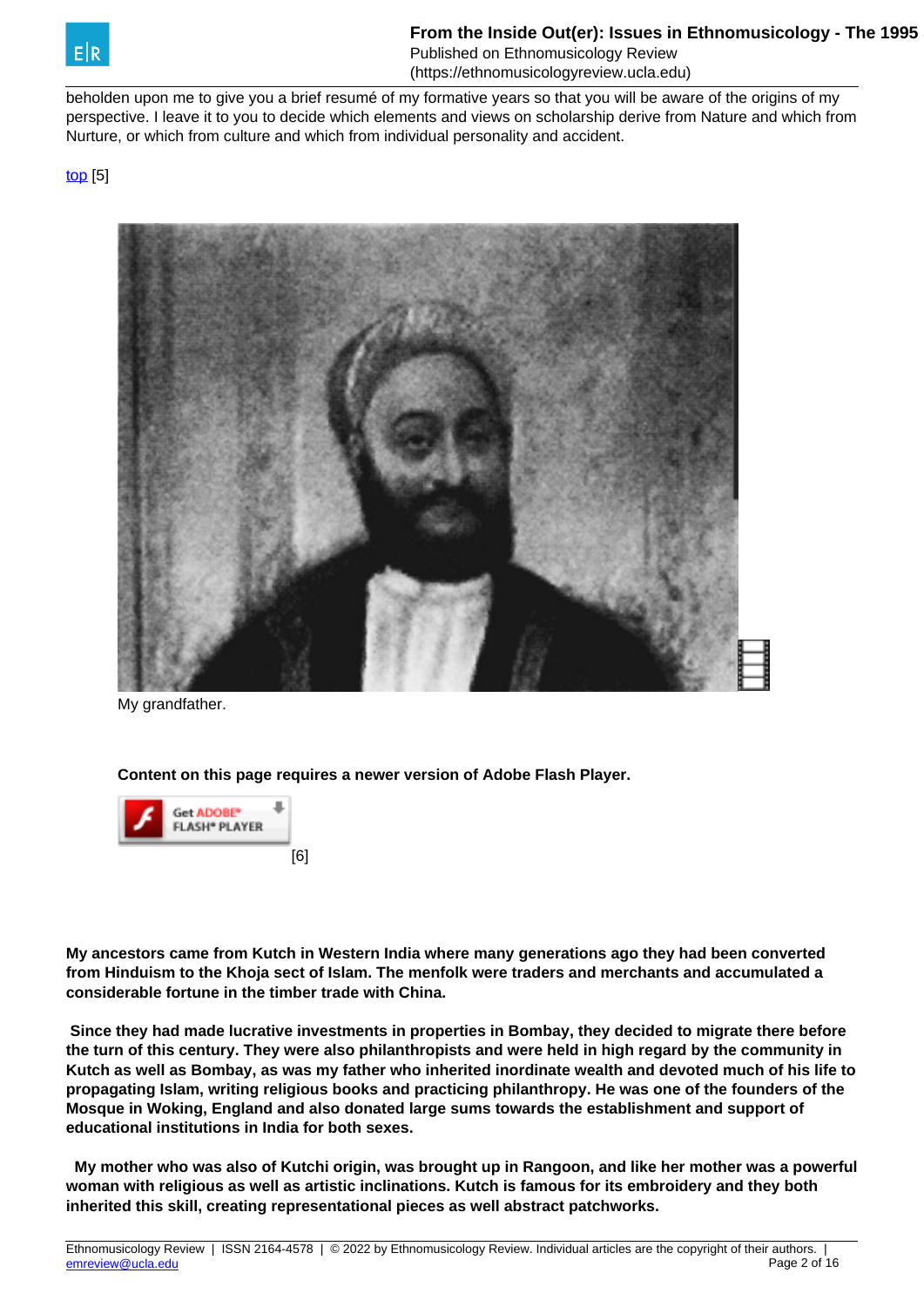beholden upon me to give you a brief resumé of my formative years so that you will be aware of the origins of my perspective. I leave it to you to decide which elements and views on scholarship derive from Nature and which from Nurture, or which from culture and which from individual personality and accident.

top [5]

My grandfather.

**Content on this page requires a newer version of Adobe Flash Player.**

[6]

**My ancestors came from Kutch in Western India where many generations ago they had been converted from Hinduism to the Khoja sect of Islam. The menfolk were traders and merchants and accumulated a considerable fortune in the timber trade with China.**

**Since they had made lucrative investments in properties in Bombay, they decided to migrate there before the turn of this century. They were also philanthropists and were held in high regard by the community in Kutch as well as Bombay, as was my father who inherited inordinate wealth and devoted much of his life to propagating Islam, writing religious books and practicing philanthropy. He was one of the founders of the Mosque in Woking, England and also donated large sums towards the establishment and support of educational institutions in India for both sexes.**

**My mother who was also of Kutchi origin, was brought up in Rangoon, and like her mother was a powerful woman with religious as well as artistic inclinations. Kutch is famous for its embroidery and they both inherited this skill, creating representational pieces as well abstract patchworks.**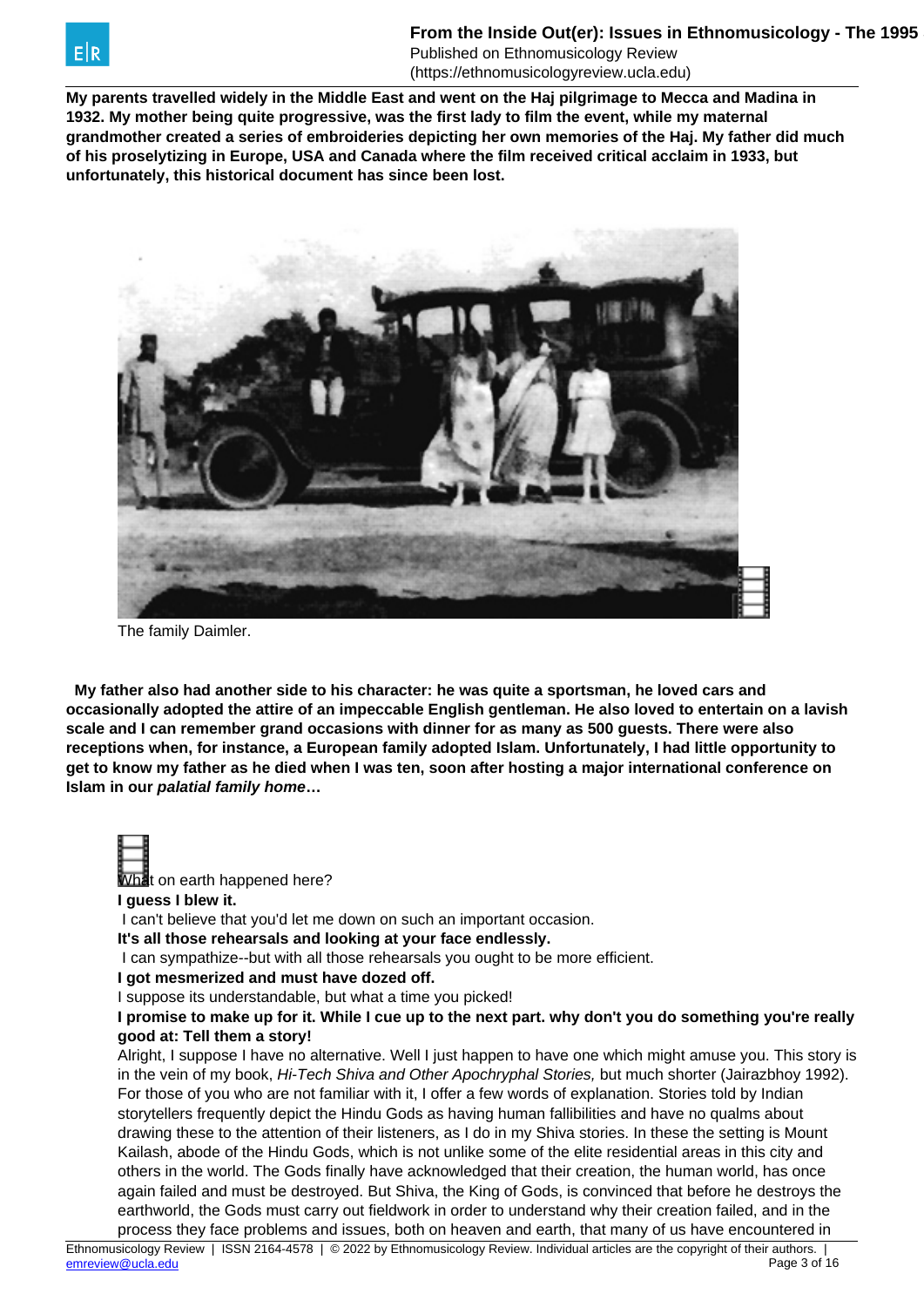**My parents travelled widely in the Middle East and went on the Haj pilgrimage to Mecca and Madina in 1932. My mother being quite progressive, was the first lady to film the event, while my maternal grandmother created a series of embroideries depicting her own memories of the Haj. My father did much of his proselytizing in Europe, USA and Canada where the film received critical acclaim in 1933, but unfortunately, this historical document has since been lost.**

The family Daimler.

**My father also had another side to his character: he was quite a sportsman, he loved cars and occasionally adopted the attire of an impeccable English gentleman. He also loved to entertain on a lavish scale and I can remember grand occasions with dinner for as many as 500 guests. There were also receptions when, for instance, a European family adopted Islam. Unfortunately, I had little opportunity to get to know my father as he died when I was ten, soon after hosting a major international conference on Islam in our *palatial family home*…**

What on earth happened here?

**I guess I blew it.**

I can't believe that you'd let me down on such an important occasion.

**It's all those rehearsals and looking at your face endlessly.**

I can sympathize--but with all those rehearsals you ought to be more efficient.

**I got mesmerized and must have dozed off.**

I suppose its understandable, but what a time you picked!

**I promise to make up for it. While I cue up to the next part. why don't you do something you're really good at: Tell them a story!**

Alright, I suppose I have no alternative. Well I just happen to have one which might amuse you. This story is in the vein of my book, *Hi-Tech Shiva and Other Apochryphal Stories,* but much shorter (Jairazbhoy 1992). For those of you who are not familiar with it, I offer a few words of explanation. Stories told by Indian storytellers frequently depict the Hindu Gods as having human fallibilities and have no qualms about drawing these to the attention of their listeners, as I do in my Shiva stories. In these the setting is Mount Kailash, abode of the Hindu Gods, which is not unlike some of the elite residential areas in this city and others in the world. The Gods finally have acknowledged that their creation, the human world, has once again failed and must be destroyed. But Shiva, the King of Gods, is convinced that before he destroys the earthworld, the Gods must carry out fieldwork in order to understand why their creation failed, and in the process they face problems and issues, both on heaven and earth, that many of us have encountered in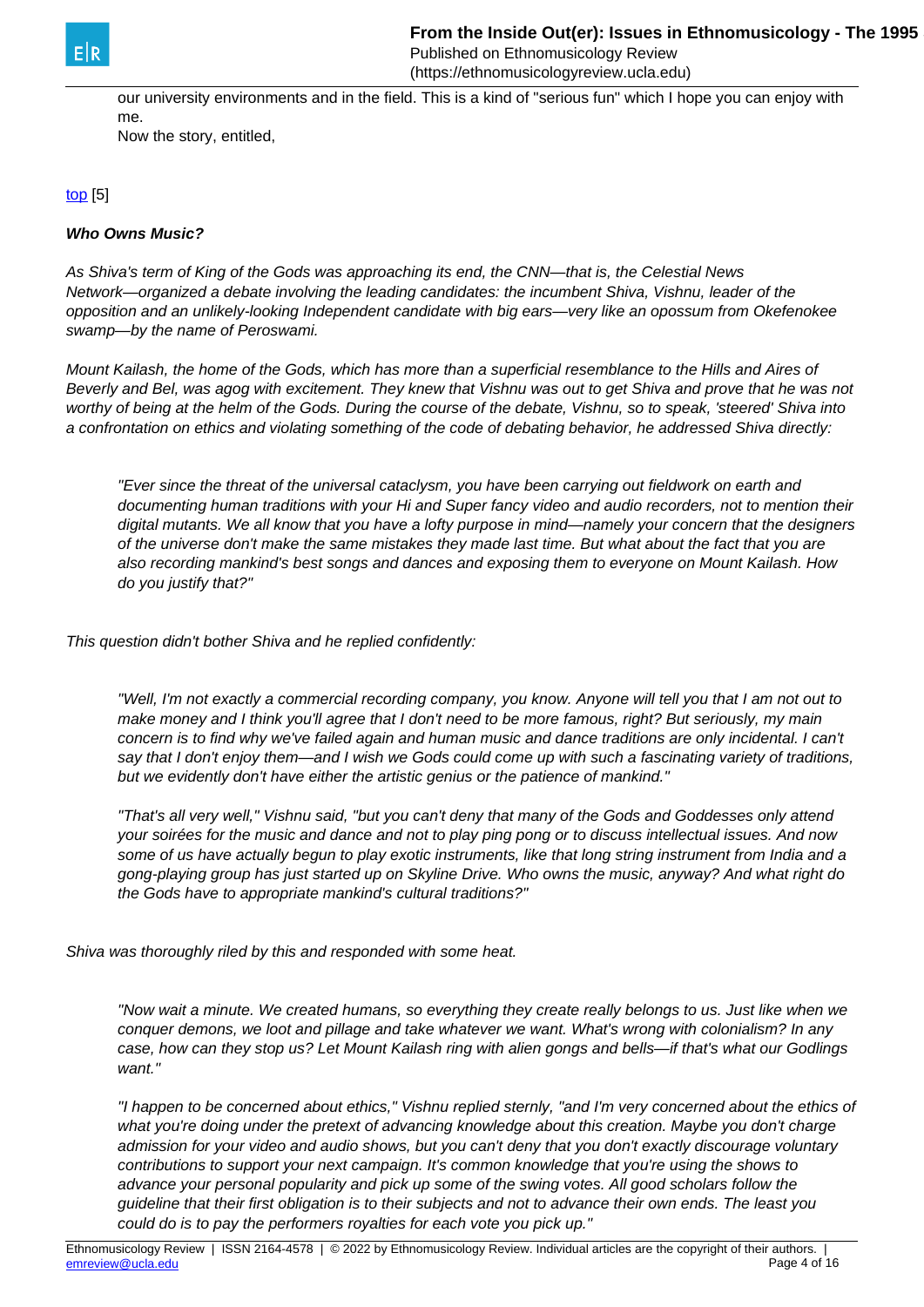our university environments and in the field. This is a kind of "serious fun" which I hope you can enjoy with me.
Now the story, entitled,

top [5]

***Who Owns Music?***

*As Shiva's term of King of the Gods was approaching its end, the CNN—that is, the Celestial News Network—organized a debate involving the leading candidates: the incumbent Shiva, Vishnu, leader of the opposition and an unlikely-looking Independent candidate with big ears—very like an opossum from Okefenokee swamp—by the name of Peroswami.*

*Mount Kailash, the home of the Gods, which has more than a superficial resemblance to the Hills and Aires of Beverly and Bel, was agog with excitement. They knew that Vishnu was out to get Shiva and prove that he was not worthy of being at the helm of the Gods. During the course of the debate, Vishnu, so to speak, 'steered' Shiva into a confrontation on ethics and violating something of the code of debating behavior, he addressed Shiva directly:*

> *"Ever since the threat of the universal cataclysm, you have been carrying out fieldwork on earth and documenting human traditions with your Hi and Super fancy video and audio recorders, not to mention their digital mutants. We all know that you have a lofty purpose in mind—namely your concern that the designers of the universe don't make the same mistakes they made last time. But what about the fact that you are also recording mankind's best songs and dances and exposing them to everyone on Mount Kailash. How do you justify that?"*

*This question didn't bother Shiva and he replied confidently:*

> *"Well, I'm not exactly a commercial recording company, you know. Anyone will tell you that I am not out to make money and I think you'll agree that I don't need to be more famous, right? But seriously, my main concern is to find why we've failed again and human music and dance traditions are only incidental. I can't say that I don't enjoy them—and I wish we Gods could come up with such a fascinating variety of traditions, but we evidently don't have either the artistic genius or the patience of mankind."*
>
> *"That's all very well," Vishnu said, "but you can't deny that many of the Gods and Goddesses only attend your soirées for the music and dance and not to play ping pong or to discuss intellectual issues. And now some of us have actually begun to play exotic instruments, like that long string instrument from India and a gong-playing group has just started up on Skyline Drive. Who owns the music, anyway? And what right do the Gods have to appropriate mankind's cultural traditions?"*

*Shiva was thoroughly riled by this and responded with some heat.*

> *"Now wait a minute. We created humans, so everything they create really belongs to us. Just like when we conquer demons, we loot and pillage and take whatever we want. What's wrong with colonialism? In any case, how can they stop us? Let Mount Kailash ring with alien gongs and bells—if that's what our Godlings want."*
>
> *"I happen to be concerned about ethics," Vishnu replied sternly, "and I'm very concerned about the ethics of what you're doing under the pretext of advancing knowledge about this creation. Maybe you don't charge admission for your video and audio shows, but you can't deny that you don't exactly discourage voluntary contributions to support your next campaign. It's common knowledge that you're using the shows to advance your personal popularity and pick up some of the swing votes. All good scholars follow the guideline that their first obligation is to their subjects and not to advance their own ends. The least you could do is to pay the performers royalties for each vote you pick up."*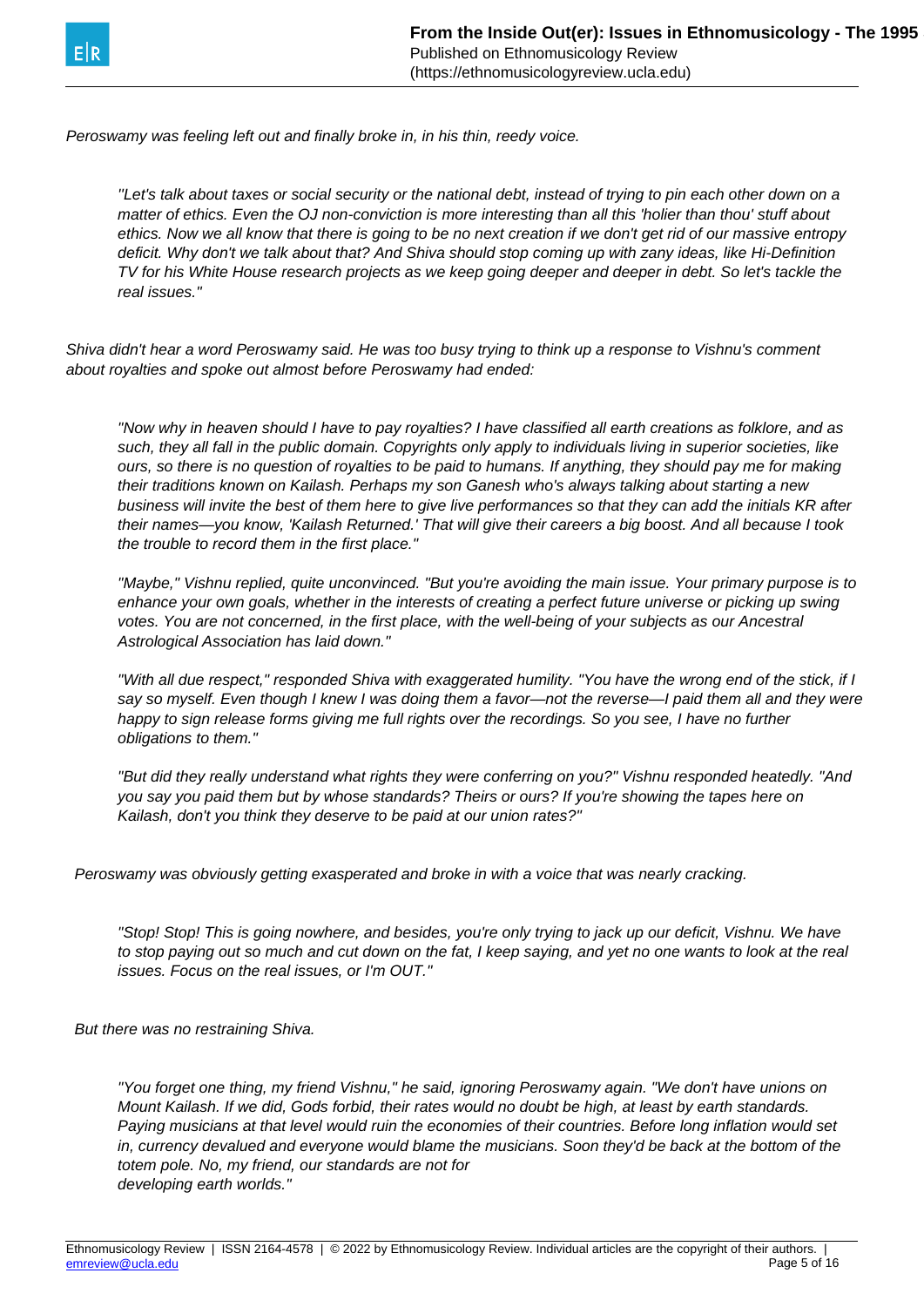*Peroswamy was feeling left out and finally broke in, in his thin, reedy voice.*

> *"Let's talk about taxes or social security or the national debt, instead of trying to pin each other down on a matter of ethics. Even the OJ non-conviction is more interesting than all this 'holier than thou' stuff about ethics. Now we all know that there is going to be no next creation if we don't get rid of our massive entropy deficit. Why don't we talk about that? And Shiva should stop coming up with zany ideas, like Hi-Definition TV for his White House research projects as we keep going deeper and deeper in debt. So let's tackle the real issues."*

*Shiva didn't hear a word Peroswamy said. He was too busy trying to think up a response to Vishnu's comment about royalties and spoke out almost before Peroswamy had ended:*

> *"Now why in heaven should I have to pay royalties? I have classified all earth creations as folklore, and as such, they all fall in the public domain. Copyrights only apply to individuals living in superior societies, like ours, so there is no question of royalties to be paid to humans. If anything, they should pay me for making their traditions known on Kailash. Perhaps my son Ganesh who's always talking about starting a new business will invite the best of them here to give live performances so that they can add the initials KR after their names—you know, 'Kailash Returned.' That will give their careers a big boost. And all because I took the trouble to record them in the first place."*
>
> *"Maybe," Vishnu replied, quite unconvinced. "But you're avoiding the main issue. Your primary purpose is to enhance your own goals, whether in the interests of creating a perfect future universe or picking up swing votes. You are not concerned, in the first place, with the well-being of your subjects as our Ancestral Astrological Association has laid down."*
>
> *"With all due respect," responded Shiva with exaggerated humility. "You have the wrong end of the stick, if I say so myself. Even though I knew I was doing them a favor—not the reverse—I paid them all and they were happy to sign release forms giving me full rights over the recordings. So you see, I have no further obligations to them."*
>
> *"But did they really understand what rights they were conferring on you?" Vishnu responded heatedly. "And you say you paid them but by whose standards? Theirs or ours? If you're showing the tapes here on Kailash, don't you think they deserve to be paid at our union rates?"*

*Peroswamy was obviously getting exasperated and broke in with a voice that was nearly cracking.*

> *"Stop! Stop! This is going nowhere, and besides, you're only trying to jack up our deficit, Vishnu. We have to stop paying out so much and cut down on the fat, I keep saying, and yet no one wants to look at the real issues. Focus on the real issues, or I'm OUT."*

*But there was no restraining Shiva.*

> *"You forget one thing, my friend Vishnu," he said, ignoring Peroswamy again. "We don't have unions on Mount Kailash. If we did, Gods forbid, their rates would no doubt be high, at least by earth standards. Paying musicians at that level would ruin the economies of their countries. Before long inflation would set in, currency devalued and everyone would blame the musicians. Soon they'd be back at the bottom of the totem pole. No, my friend, our standards are not for developing earth worlds."*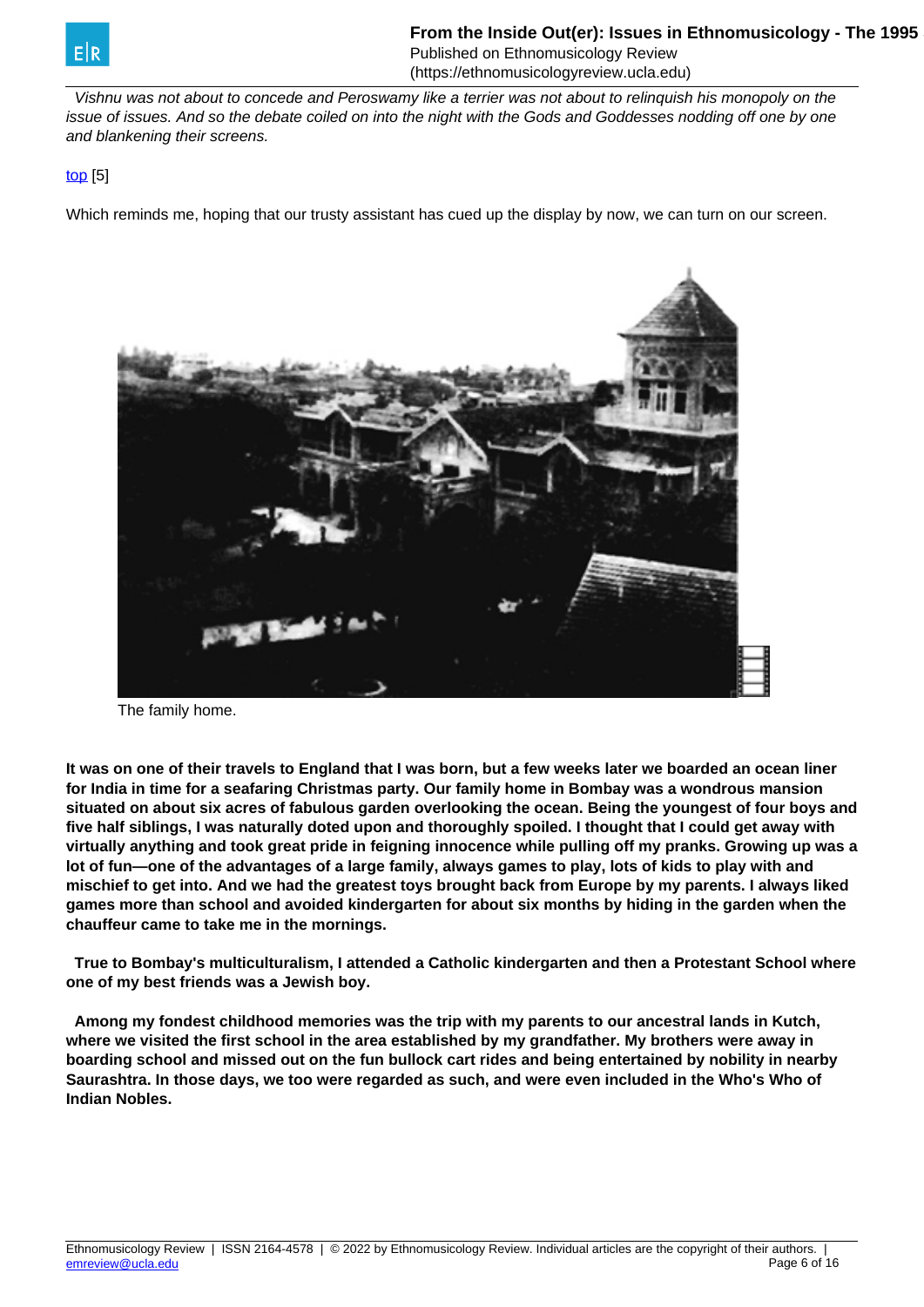*Vishnu was not about to concede and Peroswamy like a terrier was not about to relinquish his monopoly on the issue of issues. And so the debate coiled on into the night with the Gods and Goddesses nodding off one by one and blankening their screens.*

top [5]

Which reminds me, hoping that our trusty assistant has cued up the display by now, we can turn on our screen.

The family home.

**It was on one of their travels to England that I was born, but a few weeks later we boarded an ocean liner for India in time for a seafaring Christmas party. Our family home in Bombay was a wondrous mansion situated on about six acres of fabulous garden overlooking the ocean. Being the youngest of four boys and five half siblings, I was naturally doted upon and thoroughly spoiled. I thought that I could get away with virtually anything and took great pride in feigning innocence while pulling off my pranks. Growing up was a lot of fun—one of the advantages of a large family, always games to play, lots of kids to play with and mischief to get into. And we had the greatest toys brought back from Europe by my parents. I always liked games more than school and avoided kindergarten for about six months by hiding in the garden when the chauffeur came to take me in the mornings.**

**True to Bombay's multiculturalism, I attended a Catholic kindergarten and then a Protestant School where one of my best friends was a Jewish boy.**

**Among my fondest childhood memories was the trip with my parents to our ancestral lands in Kutch, where we visited the first school in the area established by my grandfather. My brothers were away in boarding school and missed out on the fun bullock cart rides and being entertained by nobility in nearby Saurashtra. In those days, we too were regarded as such, and were even included in the Who's Who of Indian Nobles.**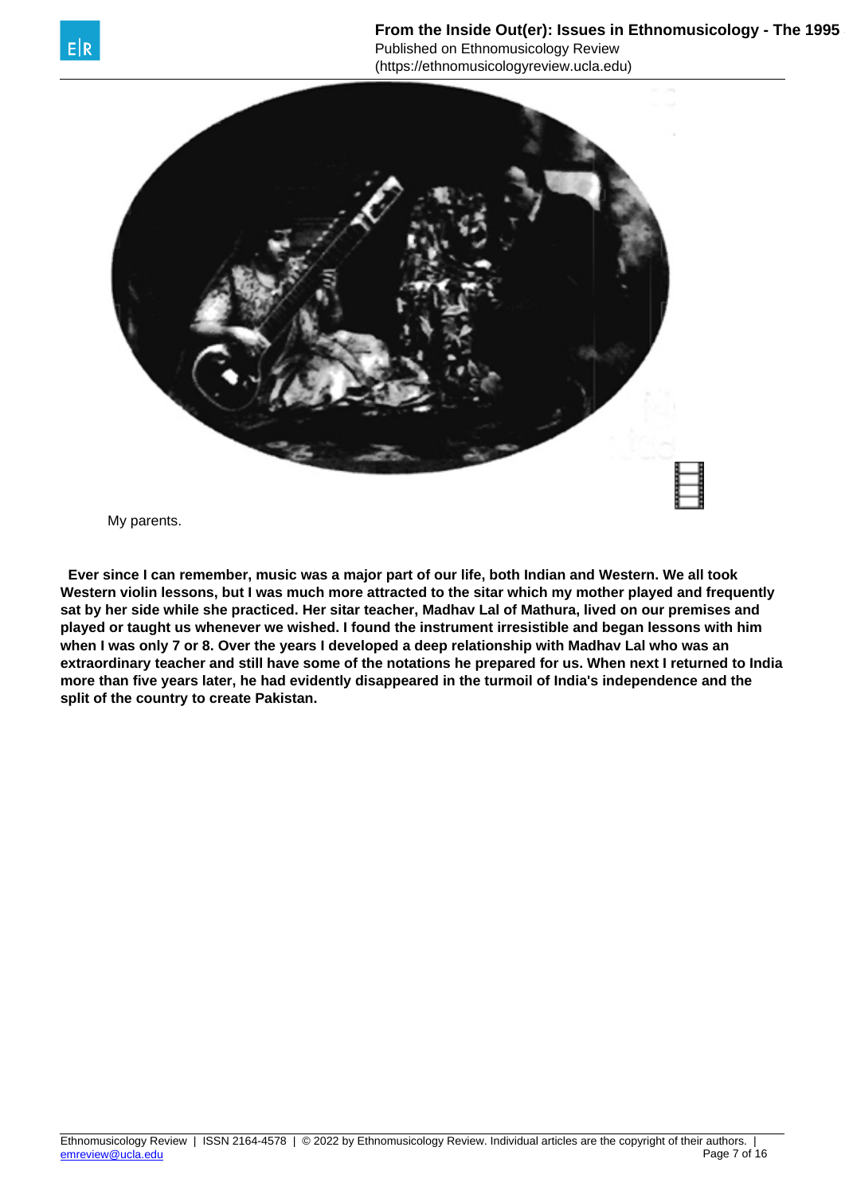My parents.

**Ever since I can remember, music was a major part of our life, both Indian and Western. We all took Western violin lessons, but I was much more attracted to the sitar which my mother played and frequently sat by her side while she practiced. Her sitar teacher, Madhav Lal of Mathura, lived on our premises and played or taught us whenever we wished. I found the instrument irresistible and began lessons with him when I was only 7 or 8. Over the years I developed a deep relationship with Madhav Lal who was an extraordinary teacher and still have some of the notations he prepared for us. When next I returned to India more than five years later, he had evidently disappeared in the turmoil of India's independence and the split of the country to create Pakistan.**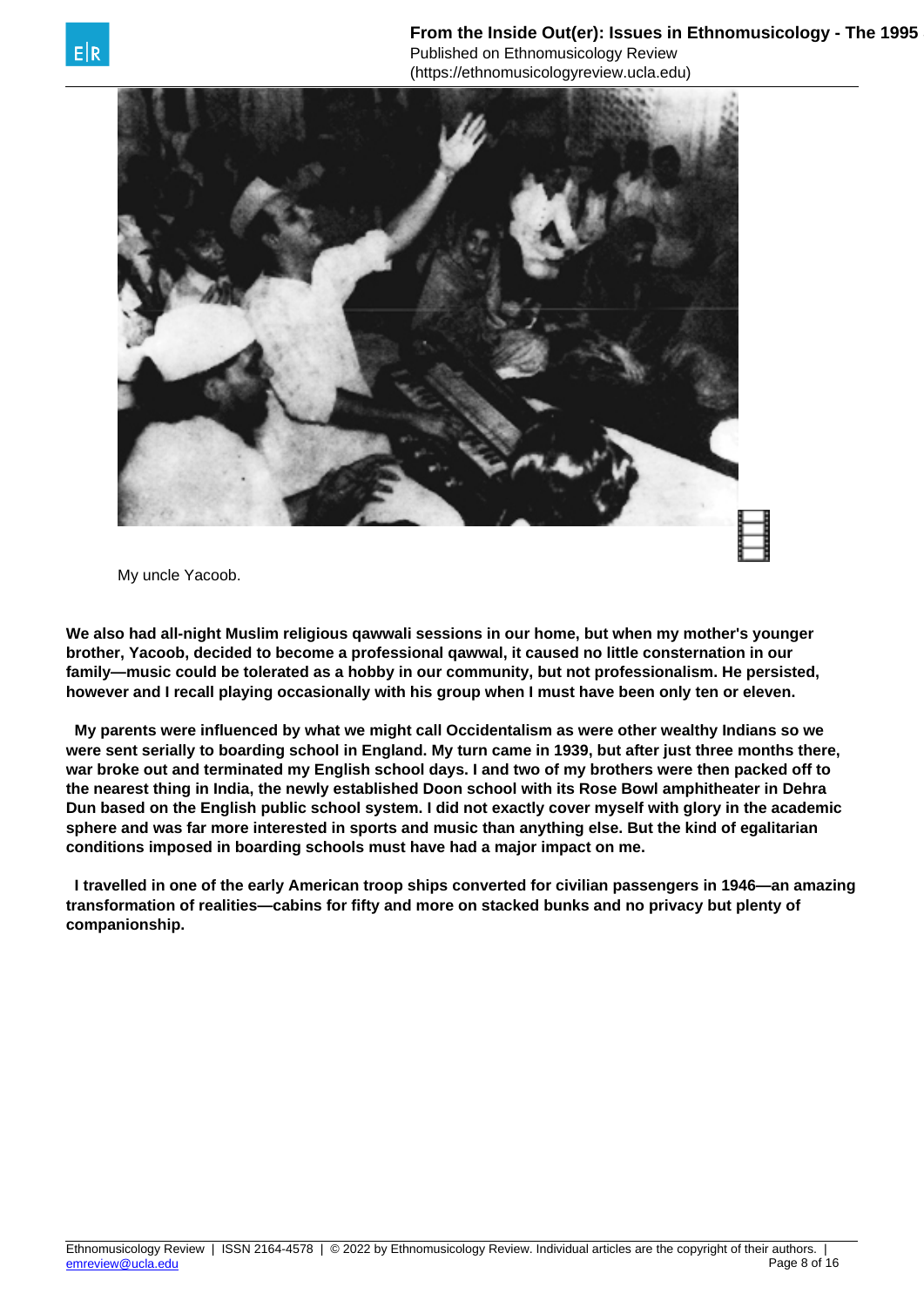My uncle Yacoob.

**We also had all-night Muslim religious qawwali sessions in our home, but when my mother's younger brother, Yacoob, decided to become a professional qawwal, it caused no little consternation in our family—music could be tolerated as a hobby in our community, but not professionalism. He persisted, however and I recall playing occasionally with his group when I must have been only ten or eleven.**

**My parents were influenced by what we might call Occidentalism as were other wealthy Indians so we were sent serially to boarding school in England. My turn came in 1939, but after just three months there, war broke out and terminated my English school days. I and two of my brothers were then packed off to the nearest thing in India, the newly established Doon school with its Rose Bowl amphitheater in Dehra Dun based on the English public school system. I did not exactly cover myself with glory in the academic sphere and was far more interested in sports and music than anything else. But the kind of egalitarian conditions imposed in boarding schools must have had a major impact on me.**

**I travelled in one of the early American troop ships converted for civilian passengers in 1946—an amazing transformation of realities—cabins for fifty and more on stacked bunks and no privacy but plenty of companionship.**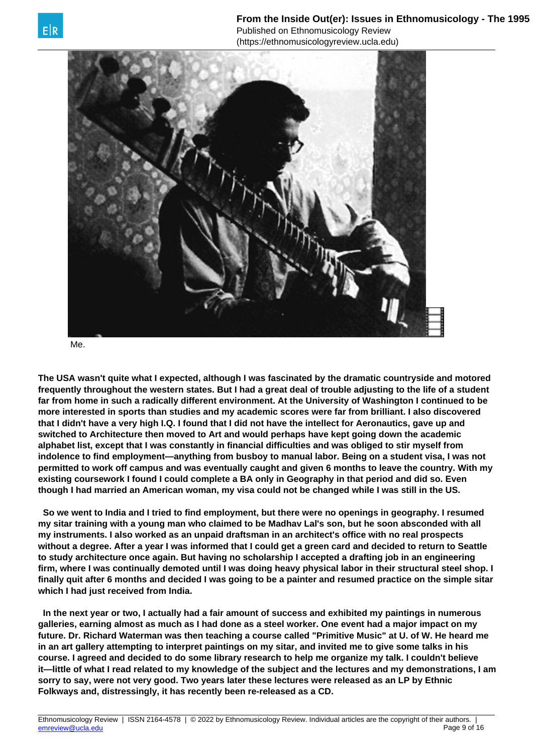Me.

**The USA wasn't quite what I expected, although I was fascinated by the dramatic countryside and motored frequently throughout the western states. But I had a great deal of trouble adjusting to the life of a student far from home in such a radically different environment. At the University of Washington I continued to be more interested in sports than studies and my academic scores were far from brilliant. I also discovered that I didn't have a very high I.Q. I found that I did not have the intellect for Aeronautics, gave up and switched to Architecture then moved to Art and would perhaps have kept going down the academic alphabet list, except that I was constantly in financial difficulties and was obliged to stir myself from indolence to find employment—anything from busboy to manual labor. Being on a student visa, I was not permitted to work off campus and was eventually caught and given 6 months to leave the country. With my existing coursework I found I could complete a BA only in Geography in that period and did so. Even though I had married an American woman, my visa could not be changed while I was still in the US.**

**So we went to India and I tried to find employment, but there were no openings in geography. I resumed my sitar training with a young man who claimed to be Madhav Lal's son, but he soon absconded with all my instruments. I also worked as an unpaid draftsman in an architect's office with no real prospects without a degree. After a year I was informed that I could get a green card and decided to return to Seattle to study architecture once again. But having no scholarship I accepted a drafting job in an engineering firm, where I was continually demoted until I was doing heavy physical labor in their structural steel shop. I finally quit after 6 months and decided I was going to be a painter and resumed practice on the simple sitar which I had just received from India.**

**In the next year or two, I actually had a fair amount of success and exhibited my paintings in numerous galleries, earning almost as much as I had done as a steel worker. One event had a major impact on my future. Dr. Richard Waterman was then teaching a course called "Primitive Music" at U. of W. He heard me in an art gallery attempting to interpret paintings on my sitar, and invited me to give some talks in his course. I agreed and decided to do some library research to help me organize my talk. I couldn't believe it—little of what I read related to my knowledge of the subject and the lectures and my demonstrations, I am sorry to say, were not very good. Two years later these lectures were released as an LP by Ethnic Folkways and, distressingly, it has recently been re-released as a CD.**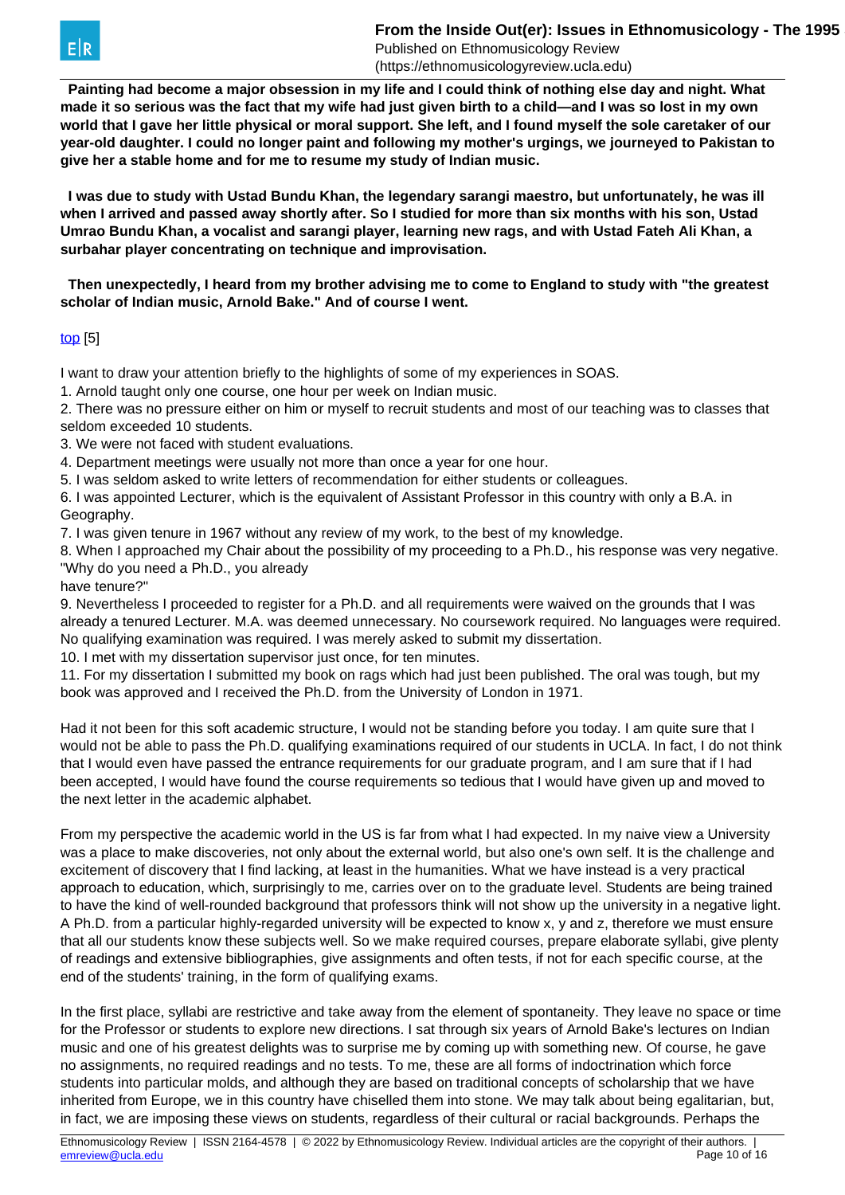**Painting had become a major obsession in my life and I could think of nothing else day and night. What made it so serious was the fact that my wife had just given birth to a child—and I was so lost in my own world that I gave her little physical or moral support. She left, and I found myself the sole caretaker of our year-old daughter. I could no longer paint and following my mother's urgings, we journeyed to Pakistan to give her a stable home and for me to resume my study of Indian music.**

**I was due to study with Ustad Bundu Khan, the legendary sarangi maestro, but unfortunately, he was ill when I arrived and passed away shortly after. So I studied for more than six months with his son, Ustad Umrao Bundu Khan, a vocalist and sarangi player, learning new rags, and with Ustad Fateh Ali Khan, a surbahar player concentrating on technique and improvisation.**

**Then unexpectedly, I heard from my brother advising me to come to England to study with "the greatest scholar of Indian music, Arnold Bake." And of course I went.**

top [5]

I want to draw your attention briefly to the highlights of some of my experiences in SOAS.

1. Arnold taught only one course, one hour per week on Indian music.
2. There was no pressure either on him or myself to recruit students and most of our teaching was to classes that seldom exceeded 10 students.
3. We were not faced with student evaluations.
4. Department meetings were usually not more than once a year for one hour.
5. I was seldom asked to write letters of recommendation for either students or colleagues.
6. I was appointed Lecturer, which is the equivalent of Assistant Professor in this country with only a B.A. in Geography.
7. I was given tenure in 1967 without any review of my work, to the best of my knowledge.
8. When I approached my Chair about the possibility of my proceeding to a Ph.D., his response was very negative. "Why do you need a Ph.D., you already have tenure?"
9. Nevertheless I proceeded to register for a Ph.D. and all requirements were waived on the grounds that I was already a tenured Lecturer. M.A. was deemed unnecessary. No coursework required. No languages were required. No qualifying examination was required. I was merely asked to submit my dissertation.
10. I met with my dissertation supervisor just once, for ten minutes.
11. For my dissertation I submitted my book on rags which had just been published. The oral was tough, but my book was approved and I received the Ph.D. from the University of London in 1971.

Had it not been for this soft academic structure, I would not be standing before you today. I am quite sure that I would not be able to pass the Ph.D. qualifying examinations required of our students in UCLA. In fact, I do not think that I would even have passed the entrance requirements for our graduate program, and I am sure that if I had been accepted, I would have found the course requirements so tedious that I would have given up and moved to the next letter in the academic alphabet.

From my perspective the academic world in the US is far from what I had expected. In my naive view a University was a place to make discoveries, not only about the external world, but also one's own self. It is the challenge and excitement of discovery that I find lacking, at least in the humanities. What we have instead is a very practical approach to education, which, surprisingly to me, carries over on to the graduate level. Students are being trained to have the kind of well-rounded background that professors think will not show up the university in a negative light. A Ph.D. from a particular highly-regarded university will be expected to know x, y and z, therefore we must ensure that all our students know these subjects well. So we make required courses, prepare elaborate syllabi, give plenty of readings and extensive bibliographies, give assignments and often tests, if not for each specific course, at the end of the students' training, in the form of qualifying exams.

In the first place, syllabi are restrictive and take away from the element of spontaneity. They leave no space or time for the Professor or students to explore new directions. I sat through six years of Arnold Bake's lectures on Indian music and one of his greatest delights was to surprise me by coming up with something new. Of course, he gave no assignments, no required readings and no tests. To me, these are all forms of indoctrination which force students into particular molds, and although they are based on traditional concepts of scholarship that we have inherited from Europe, we in this country have chiselled them into stone. We may talk about being egalitarian, but, in fact, we are imposing these views on students, regardless of their cultural or racial backgrounds. Perhaps the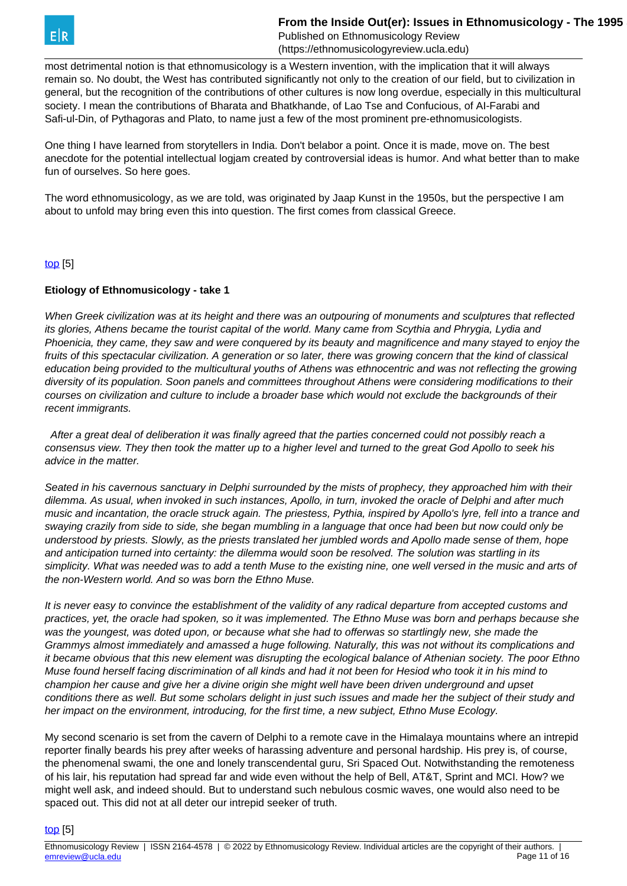most detrimental notion is that ethnomusicology is a Western invention, with the implication that it will always remain so. No doubt, the West has contributed significantly not only to the creation of our field, but to civilization in general, but the recognition of the contributions of other cultures is now long overdue, especially in this multicultural society. I mean the contributions of Bharata and Bhatkhande, of Lao Tse and Confucious, of Al-Farabi and Safi-ul-Din, of Pythagoras and Plato, to name just a few of the most prominent pre-ethnomusicologists.

One thing I have learned from storytellers in India. Don't belabor a point. Once it is made, move on. The best anecdote for the potential intellectual logjam created by controversial ideas is humor. And what better than to make fun of ourselves. So here goes.

The word ethnomusicology, as we are told, was originated by Jaap Kunst in the 1950s, but the perspective I am about to unfold may bring even this into question. The first comes from classical Greece.

top [5]

**Etiology of Ethnomusicology - take 1**

*When Greek civilization was at its height and there was an outpouring of monuments and sculptures that reflected its glories, Athens became the tourist capital of the world. Many came from Scythia and Phrygia, Lydia and Phoenicia, they came, they saw and were conquered by its beauty and magnificence and many stayed to enjoy the fruits of this spectacular civilization. A generation or so later, there was growing concern that the kind of classical education being provided to the multicultural youths of Athens was ethnocentric and was not reflecting the growing diversity of its population. Soon panels and committees throughout Athens were considering modifications to their courses on civilization and culture to include a broader base which would not exclude the backgrounds of their recent immigrants.*

*After a great deal of deliberation it was finally agreed that the parties concerned could not possibly reach a consensus view. They then took the matter up to a higher level and turned to the great God Apollo to seek his advice in the matter.*

*Seated in his cavernous sanctuary in Delphi surrounded by the mists of prophecy, they approached him with their dilemma. As usual, when invoked in such instances, Apollo, in turn, invoked the oracle of Delphi and after much music and incantation, the oracle struck again. The priestess, Pythia, inspired by Apollo's lyre, fell into a trance and swaying crazily from side to side, she began mumbling in a language that once had been but now could only be understood by priests. Slowly, as the priests translated her jumbled words and Apollo made sense of them, hope and anticipation turned into certainty: the dilemma would soon be resolved. The solution was startling in its simplicity. What was needed was to add a tenth Muse to the existing nine, one well versed in the music and arts of the non-Western world. And so was born the Ethno Muse.*

*It is never easy to convince the establishment of the validity of any radical departure from accepted customs and practices, yet, the oracle had spoken, so it was implemented. The Ethno Muse was born and perhaps because she was the youngest, was doted upon, or because what she had to offerwas so startlingly new, she made the Grammys almost immediately and amassed a huge following. Naturally, this was not without its complications and it became obvious that this new element was disrupting the ecological balance of Athenian society. The poor Ethno Muse found herself facing discrimination of all kinds and had it not been for Hesiod who took it in his mind to champion her cause and give her a divine origin she might well have been driven underground and upset conditions there as well. But some scholars delight in just such issues and made her the subject of their study and her impact on the environment, introducing, for the first time, a new subject, Ethno Muse Ecology.*

My second scenario is set from the cavern of Delphi to a remote cave in the Himalaya mountains where an intrepid reporter finally beards his prey after weeks of harassing adventure and personal hardship. His prey is, of course, the phenomenal swami, the one and lonely transcendental guru, Sri Spaced Out. Notwithstanding the remoteness of his lair, his reputation had spread far and wide even without the help of Bell, AT&T, Sprint and MCI. How? we might well ask, and indeed should. But to understand such nebulous cosmic waves, one would also need to be spaced out. This did not at all deter our intrepid seeker of truth.

top [5]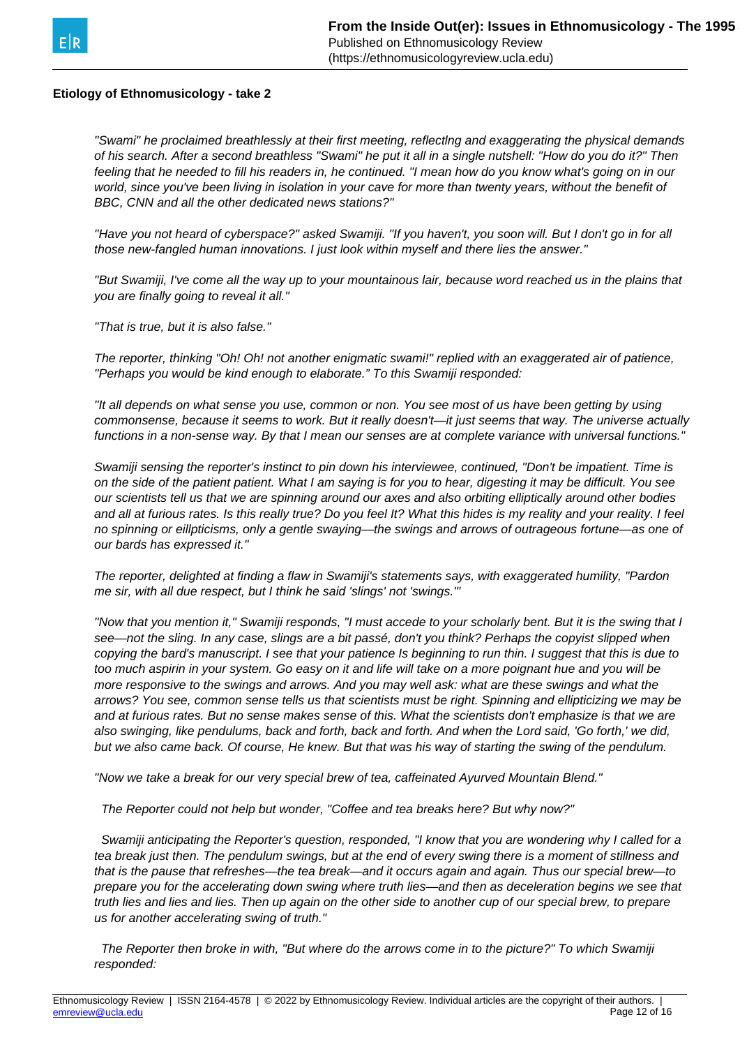**Etiology of Ethnomusicology - take 2**

*"Swami" he proclaimed breathlessly at their first meeting, reflectlng and exaggerating the physical demands of his search. After a second breathless "Swami" he put it all in a single nutshell: "How do you do it?" Then feeling that he needed to fill his readers in, he continued. "I mean how do you know what's going on in our world, since you've been living in isolation in your cave for more than twenty years, without the benefit of BBC, CNN and all the other dedicated news stations?"*

*"Have you not heard of cyberspace?" asked Swamiji. "If you haven't, you soon will. But I don't go in for all those new-fangled human innovations. I just look within myself and there lies the answer."*

*"But Swamiji, I've come all the way up to your mountainous lair, because word reached us in the plains that you are finally going to reveal it all."*

*"That is true, but it is also false."*

*The reporter, thinking "Oh! Oh! not another enigmatic swami!" replied with an exaggerated air of patience, "Perhaps you would be kind enough to elaborate." To this Swamiji responded:*

*"It all depends on what sense you use, common or non. You see most of us have been getting by using commonsense, because it seems to work. But it really doesn't—it just seems that way. The universe actually functions in a non-sense way. By that I mean our senses are at complete variance with universal functions."*

*Swamiji sensing the reporter's instinct to pin down his interviewee, continued, "Don't be impatient. Time is on the side of the patient patient. What I am saying is for you to hear, digesting it may be difficult. You see our scientists tell us that we are spinning around our axes and also orbiting elliptically around other bodies and all at furious rates. Is this really true? Do you feel It? What this hides is my reality and your reality. I feel no spinning or eillpticisms, only a gentle swaying—the swings and arrows of outrageous fortune—as one of our bards has expressed it."*

*The reporter, delighted at finding a flaw in Swamiji's statements says, with exaggerated humility, "Pardon me sir, with all due respect, but I think he said 'slings' not 'swings.'"*

*"Now that you mention it," Swamiji responds, "I must accede to your scholarly bent. But it is the swing that I see—not the sling. In any case, slings are a bit passé, don't you think? Perhaps the copyist slipped when copying the bard's manuscript. I see that your patience Is beginning to run thin. I suggest that this is due to too much aspirin in your system. Go easy on it and life will take on a more poignant hue and you will be more responsive to the swings and arrows. And you may well ask: what are these swings and what the arrows? You see, common sense tells us that scientists must be right. Spinning and ellipticizing we may be and at furious rates. But no sense makes sense of this. What the scientists don't emphasize is that we are also swinging, like pendulums, back and forth, back and forth. And when the Lord said, 'Go forth,' we did, but we also came back. Of course, He knew. But that was his way of starting the swing of the pendulum.*

*"Now we take a break for our very special brew of tea, caffeinated Ayurved Mountain Blend."*

*The Reporter could not help but wonder, "Coffee and tea breaks here? But why now?"*

*Swamiji anticipating the Reporter's question, responded, "I know that you are wondering why I called for a tea break just then. The pendulum swings, but at the end of every swing there is a moment of stillness and that is the pause that refreshes—the tea break—and it occurs again and again. Thus our special brew—to prepare you for the accelerating down swing where truth lies—and then as deceleration begins we see that truth lies and lies and lies. Then up again on the other side to another cup of our special brew, to prepare us for another accelerating swing of truth."*

*The Reporter then broke in with, "But where do the arrows come in to the picture?" To which Swamiji responded:*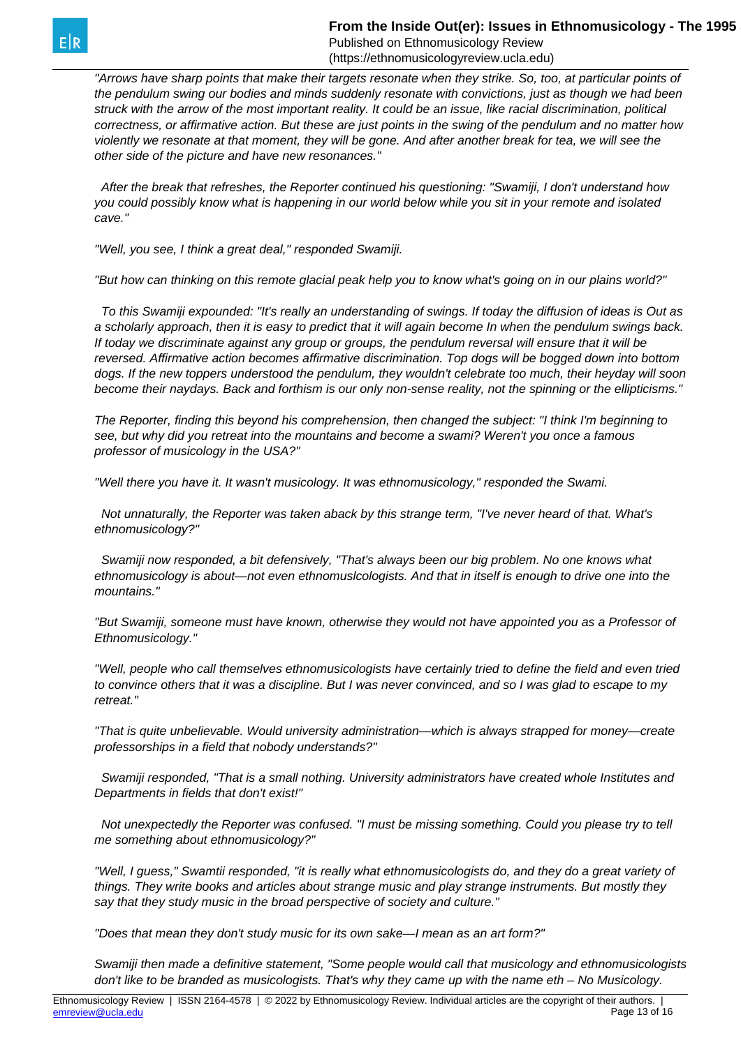*"Arrows have sharp points that make their targets resonate when they strike. So, too, at particular points of the pendulum swing our bodies and minds suddenly resonate with convictions, just as though we had been struck with the arrow of the most important reality. It could be an issue, like racial discrimination, political correctness, or affirmative action. But these are just points in the swing of the pendulum and no matter how violently we resonate at that moment, they will be gone. And after another break for tea, we will see the other side of the picture and have new resonances."*

*After the break that refreshes, the Reporter continued his questioning: "Swamiji, I don't understand how you could possibly know what is happening in our world below while you sit in your remote and isolated cave."*

*"Well, you see, I think a great deal," responded Swamiji.*

*"But how can thinking on this remote glacial peak help you to know what's going on in our plains world?"*

*To this Swamiji expounded: "It's really an understanding of swings. If today the diffusion of ideas is Out as a scholarly approach, then it is easy to predict that it will again become In when the pendulum swings back. If today we discriminate against any group or groups, the pendulum reversal will ensure that it will be reversed. Affirmative action becomes affirmative discrimination. Top dogs will be bogged down into bottom dogs. If the new toppers understood the pendulum, they wouldn't celebrate too much, their heyday will soon become their naydays. Back and forthism is our only non-sense reality, not the spinning or the ellipticisms."*

*The Reporter, finding this beyond his comprehension, then changed the subject: "I think I'm beginning to see, but why did you retreat into the mountains and become a swami? Weren't you once a famous professor of musicology in the USA?"*

*"Well there you have it. It wasn't musicology. It was ethnomusicology," responded the Swami.*

*Not unnaturally, the Reporter was taken aback by this strange term, "I've never heard of that. What's ethnomusicology?"*

*Swamiji now responded, a bit defensively, "That's always been our big problem. No one knows what ethnomusicology is about—not even ethnomuslcologists. And that in itself is enough to drive one into the mountains."*

*"But Swamiji, someone must have known, otherwise they would not have appointed you as a Professor of Ethnomusicology."*

*"Well, people who call themselves ethnomusicologists have certainly tried to define the field and even tried to convince others that it was a discipline. But I was never convinced, and so I was glad to escape to my retreat."*

*"That is quite unbelievable. Would university administration—which is always strapped for money—create professorships in a field that nobody understands?"*

*Swamiji responded, "That is a small nothing. University administrators have created whole Institutes and Departments in fields that don't exist!"*

*Not unexpectedly the Reporter was confused. "I must be missing something. Could you please try to tell me something about ethnomusicology?"*

*"Well, I guess," Swamtii responded, "it is really what ethnomusicologists do, and they do a great variety of things. They write books and articles about strange music and play strange instruments. But mostly they say that they study music in the broad perspective of society and culture."*

*"Does that mean they don't study music for its own sake—I mean as an art form?"*

*Swamiji then made a definitive statement, "Some people would call that musicology and ethnomusicologists don't like to be branded as musicologists. That's why they came up with the name eth – No Musicology.*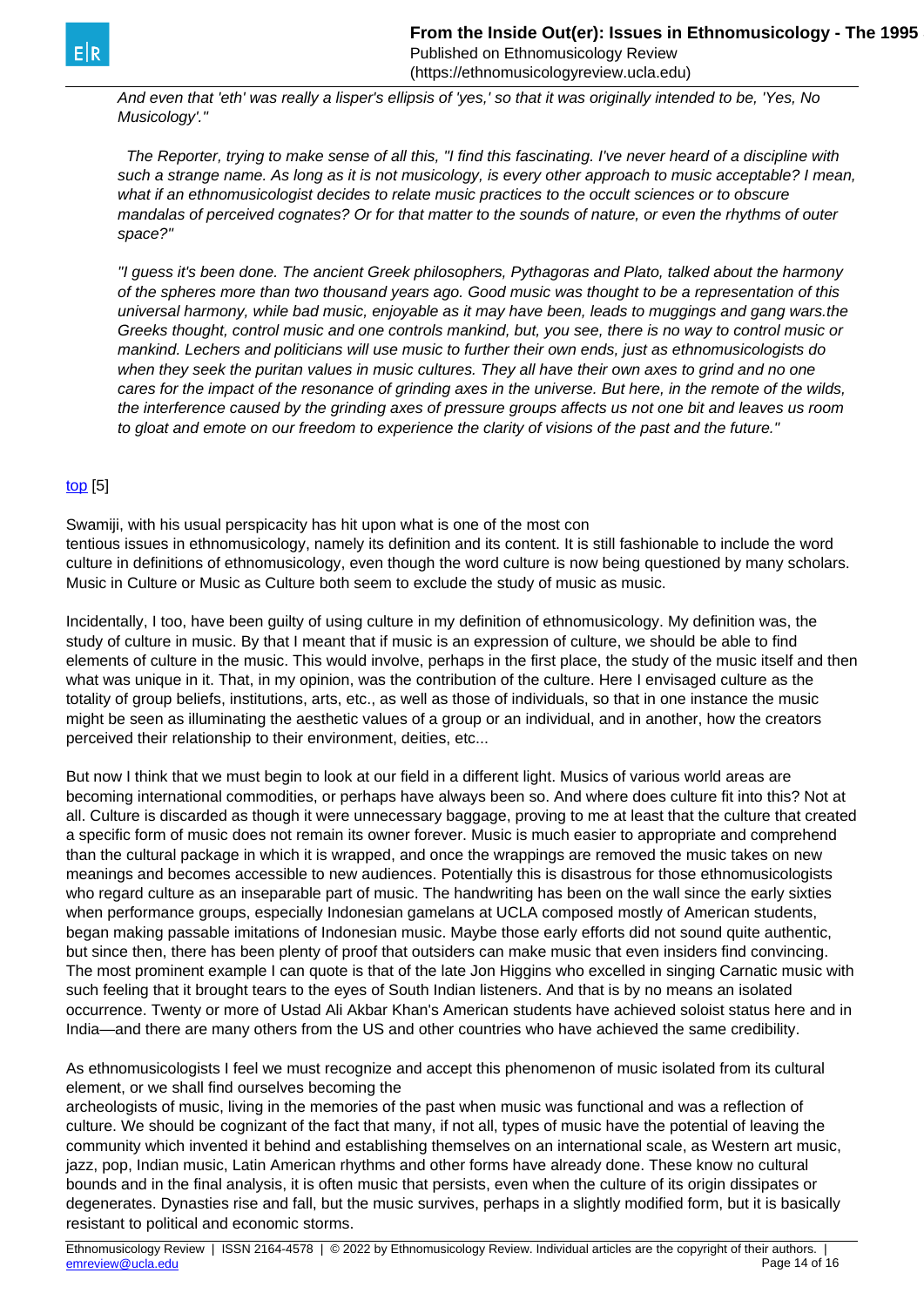*And even that 'eth' was really a lisper's ellipsis of 'yes,' so that it was originally intended to be, 'Yes, No Musicology'."*

*The Reporter, trying to make sense of all this, "I find this fascinating. I've never heard of a discipline with such a strange name. As long as it is not musicology, is every other approach to music acceptable? I mean, what if an ethnomusicologist decides to relate music practices to the occult sciences or to obscure mandalas of perceived cognates? Or for that matter to the sounds of nature, or even the rhythms of outer space?"*

*"I guess it's been done. The ancient Greek philosophers, Pythagoras and Plato, talked about the harmony of the spheres more than two thousand years ago. Good music was thought to be a representation of this universal harmony, while bad music, enjoyable as it may have been, leads to muggings and gang wars.the Greeks thought, control music and one controls mankind, but, you see, there is no way to control music or mankind. Lechers and politicians will use music to further their own ends, just as ethnomusicologists do when they seek the puritan values in music cultures. They all have their own axes to grind and no one cares for the impact of the resonance of grinding axes in the universe. But here, in the remote of the wilds, the interference caused by the grinding axes of pressure groups affects us not one bit and leaves us room to gloat and emote on our freedom to experience the clarity of visions of the past and the future."*

top [5]

Swamiji, with his usual perspicacity has hit upon what is one of the most contentious issues in ethnomusicology, namely its definition and its content. It is still fashionable to include the word culture in definitions of ethnomusicology, even though the word culture is now being questioned by many scholars. Music in Culture or Music as Culture both seem to exclude the study of music as music.

Incidentally, I too, have been guilty of using culture in my definition of ethnomusicology. My definition was, the study of culture in music. By that I meant that if music is an expression of culture, we should be able to find elements of culture in the music. This would involve, perhaps in the first place, the study of the music itself and then what was unique in it. That, in my opinion, was the contribution of the culture. Here I envisaged culture as the totality of group beliefs, institutions, arts, etc., as well as those of individuals, so that in one instance the music might be seen as illuminating the aesthetic values of a group or an individual, and in another, how the creators perceived their relationship to their environment, deities, etc...

But now I think that we must begin to look at our field in a different light. Musics of various world areas are becoming international commodities, or perhaps have always been so. And where does culture fit into this? Not at all. Culture is discarded as though it were unnecessary baggage, proving to me at least that the culture that created a specific form of music does not remain its owner forever. Music is much easier to appropriate and comprehend than the cultural package in which it is wrapped, and once the wrappings are removed the music takes on new meanings and becomes accessible to new audiences. Potentially this is disastrous for those ethnomusicologists who regard culture as an inseparable part of music. The handwriting has been on the wall since the early sixties when performance groups, especially Indonesian gamelans at UCLA composed mostly of American students, began making passable imitations of Indonesian music. Maybe those early efforts did not sound quite authentic, but since then, there has been plenty of proof that outsiders can make music that even insiders find convincing. The most prominent example I can quote is that of the late Jon Higgins who excelled in singing Carnatic music with such feeling that it brought tears to the eyes of South Indian listeners. And that is by no means an isolated occurrence. Twenty or more of Ustad Ali Akbar Khan's American students have achieved soloist status here and in India—and there are many others from the US and other countries who have achieved the same credibility.

As ethnomusicologists I feel we must recognize and accept this phenomenon of music isolated from its cultural element, or we shall find ourselves becoming the archeologists of music, living in the memories of the past when music was functional and was a reflection of culture. We should be cognizant of the fact that many, if not all, types of music have the potential of leaving the community which invented it behind and establishing themselves on an international scale, as Western art music, jazz, pop, Indian music, Latin American rhythms and other forms have already done. These know no cultural bounds and in the final analysis, it is often music that persists, even when the culture of its origin dissipates or degenerates. Dynasties rise and fall, but the music survives, perhaps in a slightly modified form, but it is basically resistant to political and economic storms.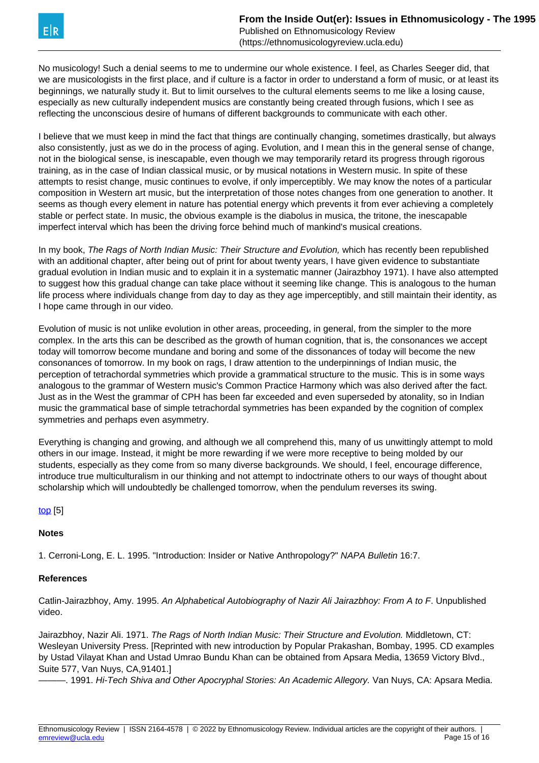No musicology! Such a denial seems to me to undermine our whole existence. I feel, as Charles Seeger did, that we are musicologists in the first place, and if culture is a factor in order to understand a form of music, or at least its beginnings, we naturally study it. But to limit ourselves to the cultural elements seems to me like a losing cause, especially as new culturally independent musics are constantly being created through fusions, which I see as reflecting the unconscious desire of humans of different backgrounds to communicate with each other.

I believe that we must keep in mind the fact that things are continually changing, sometimes drastically, but always also consistently, just as we do in the process of aging. Evolution, and I mean this in the general sense of change, not in the biological sense, is inescapable, even though we may temporarily retard its progress through rigorous training, as in the case of Indian classical music, or by musical notations in Western music. In spite of these attempts to resist change, music continues to evolve, if only imperceptibly. We may know the notes of a particular composition in Western art music, but the interpretation of those notes changes from one generation to another. It seems as though every element in nature has potential energy which prevents it from ever achieving a completely stable or perfect state. In music, the obvious example is the diabolus in musica, the tritone, the inescapable imperfect interval which has been the driving force behind much of mankind's musical creations.

In my book, *The Rags of North Indian Music: Their Structure and Evolution,* which has recently been republished with an additional chapter, after being out of print for about twenty years, I have given evidence to substantiate gradual evolution in Indian music and to explain it in a systematic manner (Jairazbhoy 1971). I have also attempted to suggest how this gradual change can take place without it seeming like change. This is analogous to the human life process where individuals change from day to day as they age imperceptibly, and still maintain their identity, as I hope came through in our video.

Evolution of music is not unlike evolution in other areas, proceeding, in general, from the simpler to the more complex. In the arts this can be described as the growth of human cognition, that is, the consonances we accept today will tomorrow become mundane and boring and some of the dissonances of today will become the new consonances of tomorrow. In my book on rags, I draw attention to the underpinnings of Indian music, the perception of tetrachordal symmetries which provide a grammatical structure to the music. This is in some ways analogous to the grammar of Western music's Common Practice Harmony which was also derived after the fact. Just as in the West the grammar of CPH has been far exceeded and even superseded by atonality, so in Indian music the grammatical base of simple tetrachordal symmetries has been expanded by the cognition of complex symmetries and perhaps even asymmetry.

Everything is changing and growing, and although we all comprehend this, many of us unwittingly attempt to mold others in our image. Instead, it might be more rewarding if we were more receptive to being molded by our students, especially as they come from so many diverse backgrounds. We should, I feel, encourage difference, introduce true multiculturalism in our thinking and not attempt to indoctrinate others to our ways of thought about scholarship which will undoubtedly be challenged tomorrow, when the pendulum reverses its swing.

top [5]

**Notes**

1. Cerroni-Long, E. L. 1995. "Introduction: Insider or Native Anthropology?" *NAPA Bulletin* 16:7.

**References**

Catlin-Jairazbhoy, Amy. 1995. *An Alphabetical Autobiography of Nazir Ali Jairazbhoy: From A to F*. Unpublished video.

Jairazbhoy, Nazir Ali. 1971. *The Rags of North Indian Music: Their Structure and Evolution.* Middletown, CT: Wesleyan University Press. [Reprinted with new introduction by Popular Prakashan, Bombay, 1995. CD examples by Ustad Vilayat Khan and Ustad Umrao Bundu Khan can be obtained from Apsara Media, 13659 Victory Blvd., Suite 577, Van Nuys, CA,91401.]

———. 1991. *Hi-Tech Shiva and Other Apocryphal Stories: An Academic Allegory.* Van Nuys, CA: Apsara Media.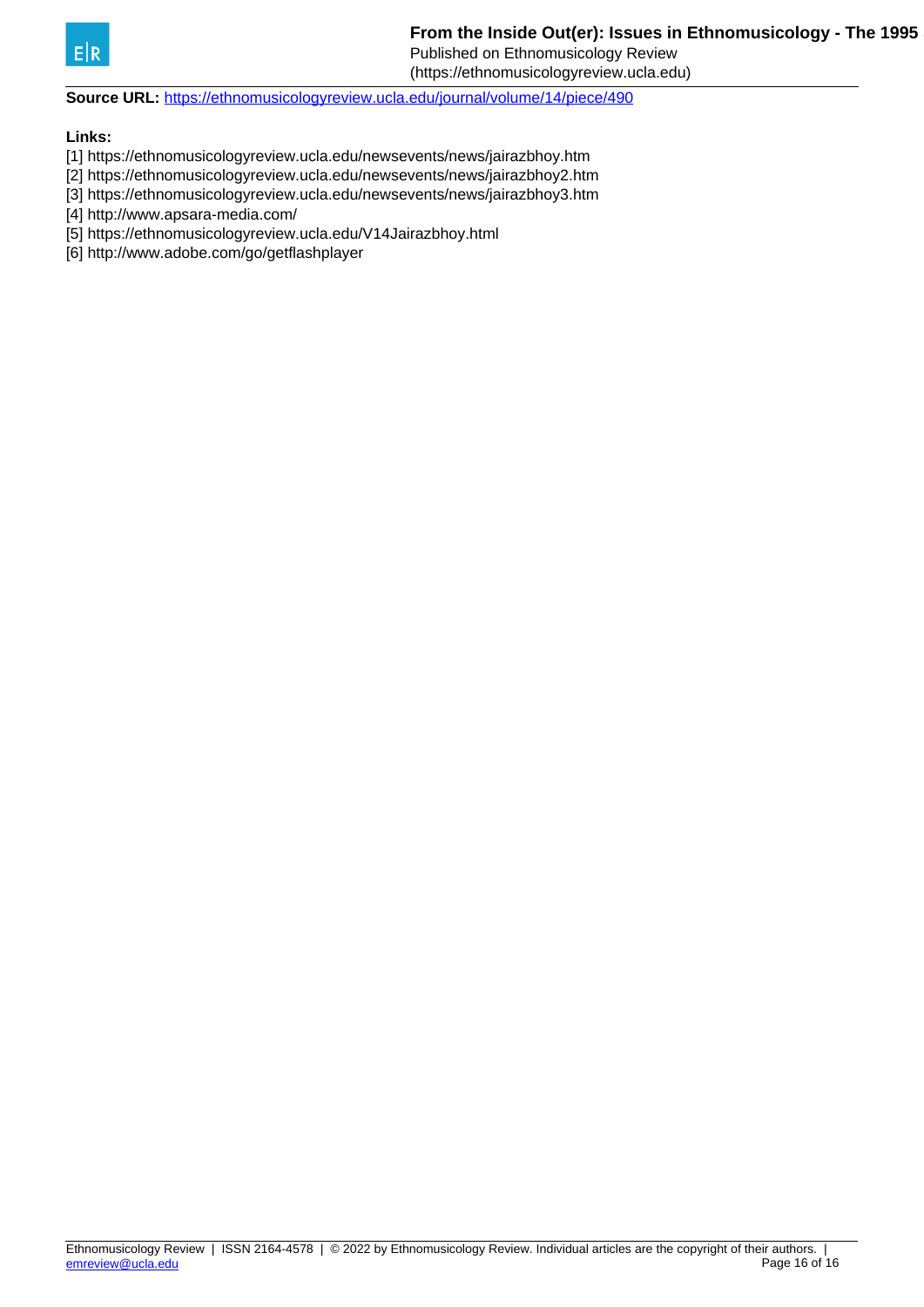**Source URL:** https://ethnomusicologyreview.ucla.edu/journal/volume/14/piece/490

**Links:**

[1] https://ethnomusicologyreview.ucla.edu/newsevents/news/jairazbhoy.htm
[2] https://ethnomusicologyreview.ucla.edu/newsevents/news/jairazbhoy2.htm
[3] https://ethnomusicologyreview.ucla.edu/newsevents/news/jairazbhoy3.htm
[4] http://www.apsara-media.com/
[5] https://ethnomusicologyreview.ucla.edu/V14Jairazbhoy.html
[6] http://www.adobe.com/go/getflashplayer